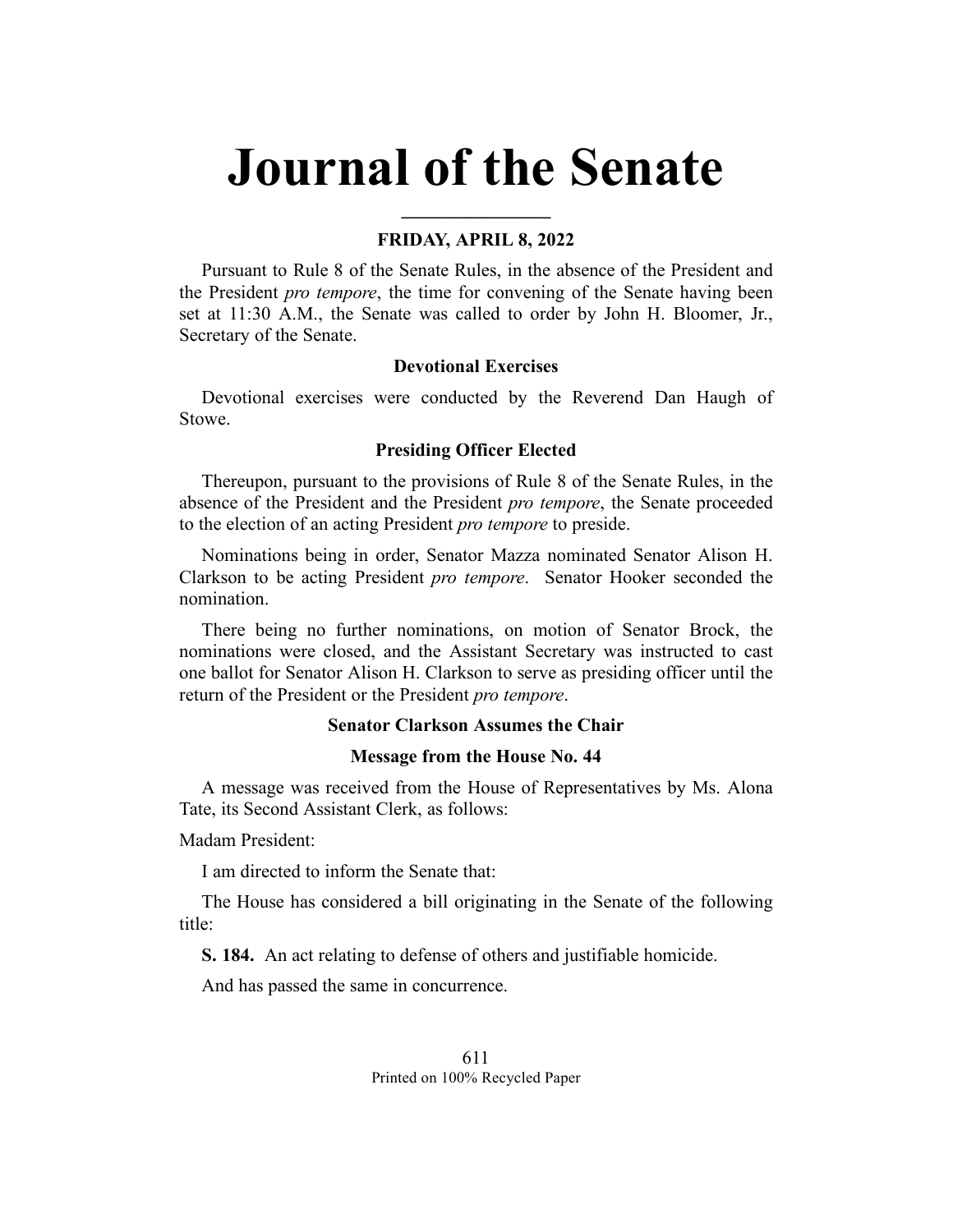# Journal of the Senate

**FRIDAY, APRIL 8, 2022**

Pursuant to Rule 8 of the Senate Rules, in the absence of the President and the President *pro tempore*, the time for convening of the Senate having been set at 11:30 A.M., the Senate was called to order by John H. Bloomer, Jr., Secretary of the Senate.

### Devotional Exercises

Devotional exercises were conducted by the Reverend Dan Haugh of Stowe.

### Presiding Officer Elected

Thereupon, pursuant to the provisions of Rule 8 of the Senate Rules, in the absence of the President and the President *pro tempore*, the Senate proceeded to the election of an acting President *pro tempore* to preside.

Nominations being in order, Senator Mazza nominated Senator Alison H. Clarkson to be acting President *pro tempore*. Senator Hooker seconded the nomination.

There being no further nominations, on motion of Senator Brock, the nominations were closed, and the Assistant Secretary was instructed to cast one ballot for Senator Alison H. Clarkson to serve as presiding officer until the return of the President or the President *pro tempore*.

### Senator Clarkson Assumes the Chair

### Message from the House No. 44

A message was received from the House of Representatives by Ms. Alona Tate, its Second Assistant Clerk, as follows:

Madam President:

I am directed to inform the Senate that:

The House has considered a bill originating in the Senate of the following title:

**S. 184.** An act relating to defense of others and justifiable homicide.

And has passed the same in concurrence.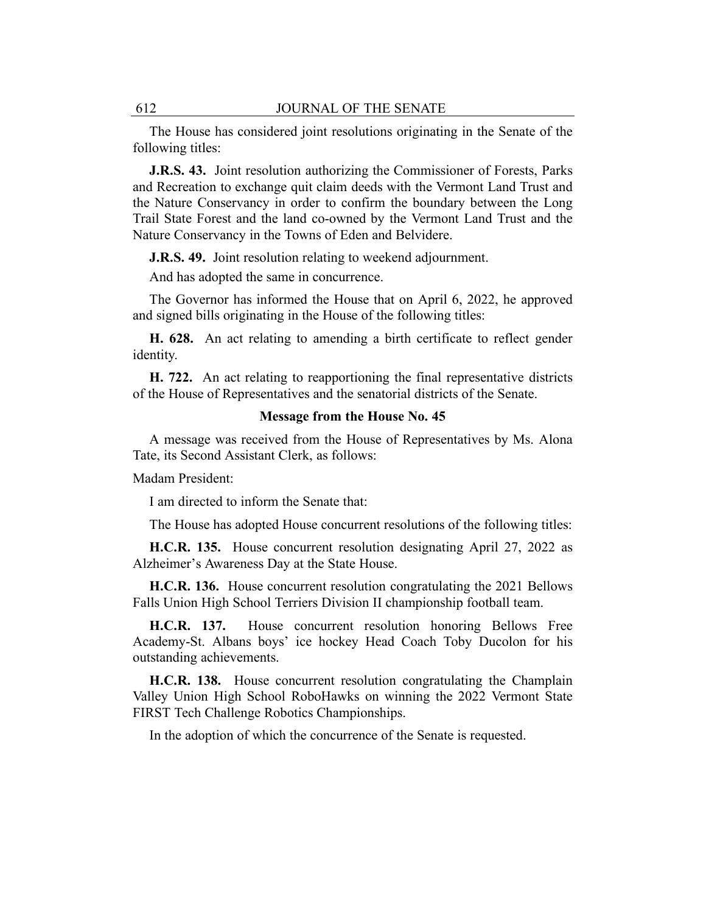The House has considered joint resolutions originating in the Senate of the following titles:

**J.R.S. 43.** Joint resolution authorizing the Commissioner of Forests, Parks and Recreation to exchange quit claim deeds with the Vermont Land Trust and the Nature Conservancy in order to confirm the boundary between the Long Trail State Forest and the land co-owned by the Vermont Land Trust and the Nature Conservancy in the Towns of Eden and Belvidere.

**J.R.S. 49.** Joint resolution relating to weekend adjournment.

And has adopted the same in concurrence.

The Governor has informed the House that on April 6, 2022, he approved and signed bills originating in the House of the following titles:

**H. 628.** An act relating to amending a birth certificate to reflect gender identity.

**H. 722.** An act relating to reapportioning the final representative districts of the House of Representatives and the senatorial districts of the Senate.

### Message from the House No. 45

A message was received from the House of Representatives by Ms. Alona Tate, its Second Assistant Clerk, as follows:

Madam President:

I am directed to inform the Senate that:

The House has adopted House concurrent resolutions of the following titles:

**H.C.R. 135.** House concurrent resolution designating April 27, 2022 as Alzheimer's Awareness Day at the State House.

**H.C.R. 136.** House concurrent resolution congratulating the 2021 Bellows Falls Union High School Terriers Division II championship football team.

**H.C.R. 137.** House concurrent resolution honoring Bellows Free Academy-St. Albans boys' ice hockey Head Coach Toby Ducolon for his outstanding achievements.

**H.C.R. 138.** House concurrent resolution congratulating the Champlain Valley Union High School RoboHawks on winning the 2022 Vermont State FIRST Tech Challenge Robotics Championships.

In the adoption of which the concurrence of the Senate is requested.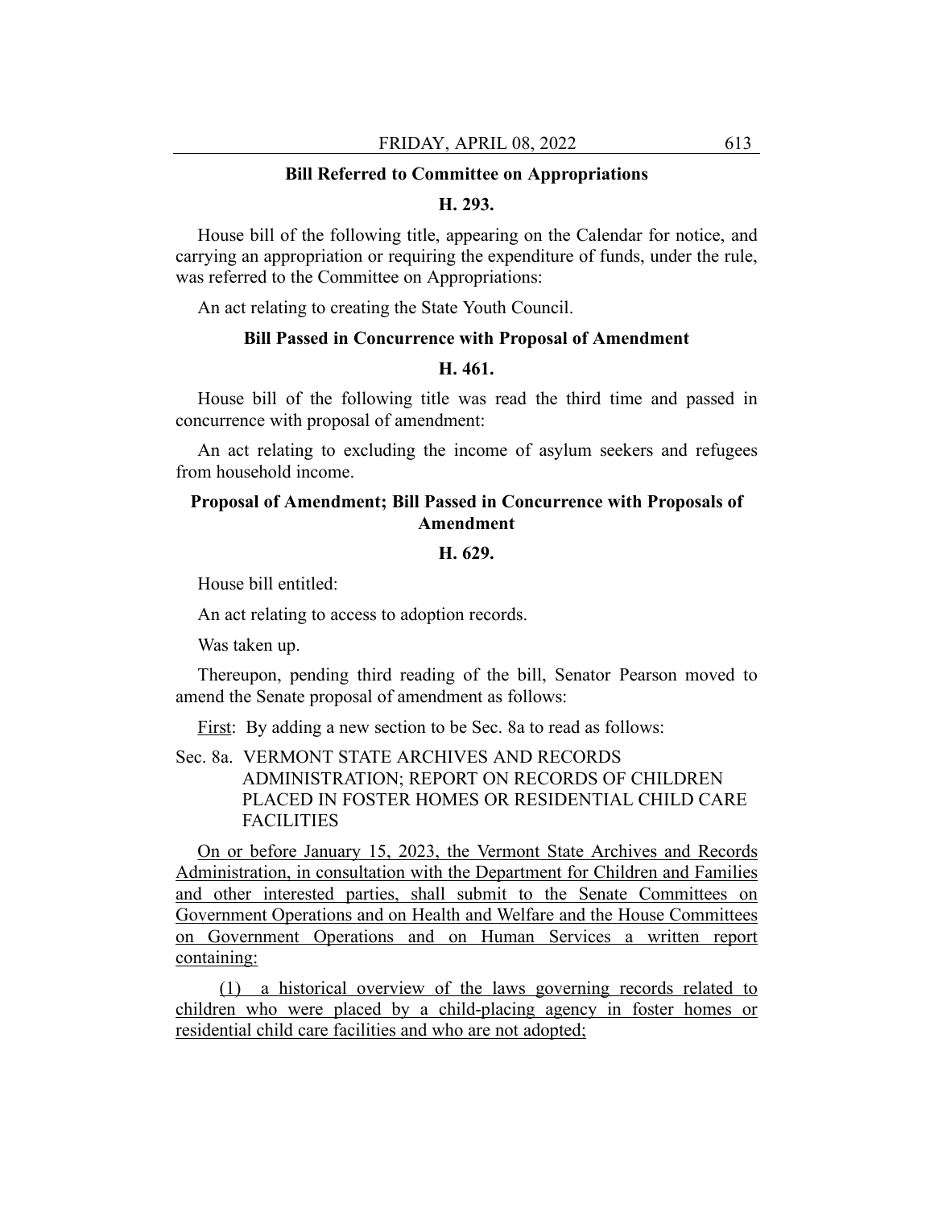**Bill Referred to Committee on Appropriations**

**H. 293.**

House bill of the following title, appearing on the Calendar for notice, and carrying an appropriation or requiring the expenditure of funds, under the rule, was referred to the Committee on Appropriations:

An act relating to creating the State Youth Council.

**Bill Passed in Concurrence with Proposal of Amendment**

**H. 461.**

House bill of the following title was read the third time and passed in concurrence with proposal of amendment:

An act relating to excluding the income of asylum seekers and refugees from household income.

**Proposal of Amendment; Bill Passed in Concurrence with Proposals of Amendment**

**H. 629.**

House bill entitled:

An act relating to access to adoption records.

Was taken up.

Thereupon, pending third reading of the bill, Senator Pearson moved to amend the Senate proposal of amendment as follows:

First: By adding a new section to be Sec. 8a to read as follows:

Sec. 8a. VERMONT STATE ARCHIVES AND RECORDS ADMINISTRATION; REPORT ON RECORDS OF CHILDREN PLACED IN FOSTER HOMES OR RESIDENTIAL CHILD CARE FACILITIES

On or before January 15, 2023, the Vermont State Archives and Records Administration, in consultation with the Department for Children and Families and other interested parties, shall submit to the Senate Committees on Government Operations and on Health and Welfare and the House Committees on Government Operations and on Human Services a written report containing:

(1) a historical overview of the laws governing records related to children who were placed by a child-placing agency in foster homes or residential child care facilities and who are not adopted;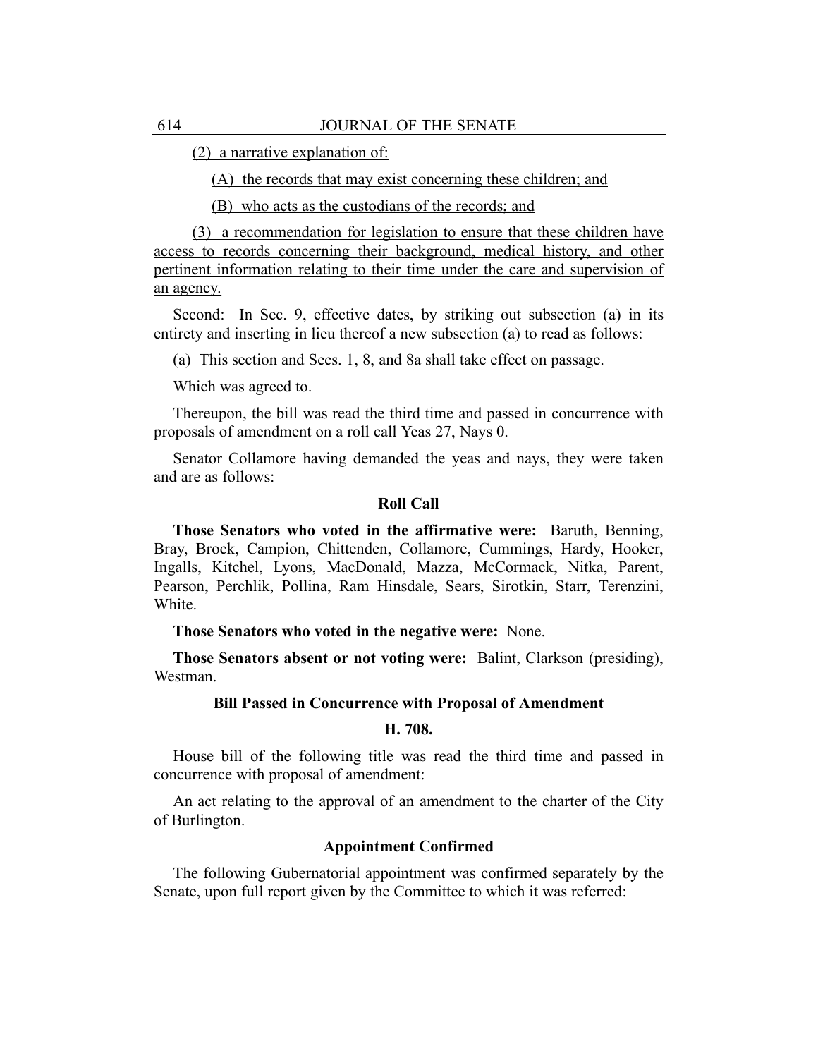(2) a narrative explanation of:

(A) the records that may exist concerning these children; and

(B) who acts as the custodians of the records; and

(3) a recommendation for legislation to ensure that these children have access to records concerning their background, medical history, and other pertinent information relating to their time under the care and supervision of an agency.

Second: In Sec. 9, effective dates, by striking out subsection (a) in its entirety and inserting in lieu thereof a new subsection (a) to read as follows:

(a) This section and Secs. 1, 8, and 8a shall take effect on passage.

Which was agreed to.

Thereupon, the bill was read the third time and passed in concurrence with proposals of amendment on a roll call Yeas 27, Nays 0.

Senator Collamore having demanded the yeas and nays, they were taken and are as follows:

### Roll Call

**Those Senators who voted in the affirmative were:** Baruth, Benning, Bray, Brock, Campion, Chittenden, Collamore, Cummings, Hardy, Hooker, Ingalls, Kitchel, Lyons, MacDonald, Mazza, McCormack, Nitka, Parent, Pearson, Perchlik, Pollina, Ram Hinsdale, Sears, Sirotkin, Starr, Terenzini, White.

**Those Senators who voted in the negative were:** None.

**Those Senators absent or not voting were:** Balint, Clarkson (presiding), Westman.

### Bill Passed in Concurrence with Proposal of Amendment

### H. 708.

House bill of the following title was read the third time and passed in concurrence with proposal of amendment:

An act relating to the approval of an amendment to the charter of the City of Burlington.

### Appointment Confirmed

The following Gubernatorial appointment was confirmed separately by the Senate, upon full report given by the Committee to which it was referred: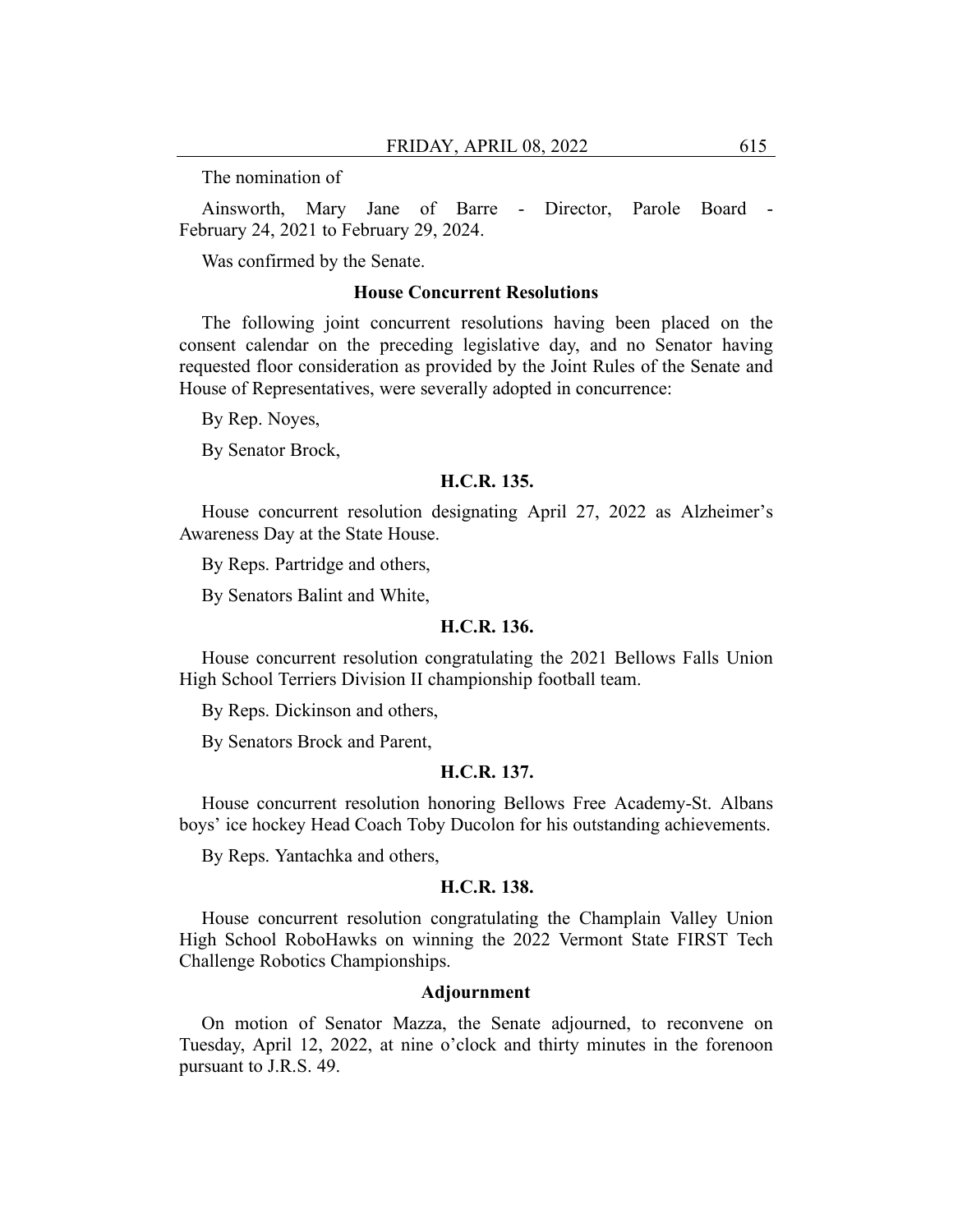The nomination of

Ainsworth, Mary Jane of Barre - Director, Parole Board - February 24, 2021 to February 29, 2024.

Was confirmed by the Senate.

### House Concurrent Resolutions

The following joint concurrent resolutions having been placed on the consent calendar on the preceding legislative day, and no Senator having requested floor consideration as provided by the Joint Rules of the Senate and House of Representatives, were severally adopted in concurrence:

By Rep. Noyes,

By Senator Brock,

**H.C.R. 135.**

House concurrent resolution designating April 27, 2022 as Alzheimer's Awareness Day at the State House.

By Reps. Partridge and others,

By Senators Balint and White,

**H.C.R. 136.**

House concurrent resolution congratulating the 2021 Bellows Falls Union High School Terriers Division II championship football team.

By Reps. Dickinson and others,

By Senators Brock and Parent,

**H.C.R. 137.**

House concurrent resolution honoring Bellows Free Academy-St. Albans boys' ice hockey Head Coach Toby Ducolon for his outstanding achievements.

By Reps. Yantachka and others,

**H.C.R. 138.**

House concurrent resolution congratulating the Champlain Valley Union High School RoboHawks on winning the 2022 Vermont State FIRST Tech Challenge Robotics Championships.

### Adjournment

On motion of Senator Mazza, the Senate adjourned, to reconvene on Tuesday, April 12, 2022, at nine o'clock and thirty minutes in the forenoon pursuant to J.R.S. 49.